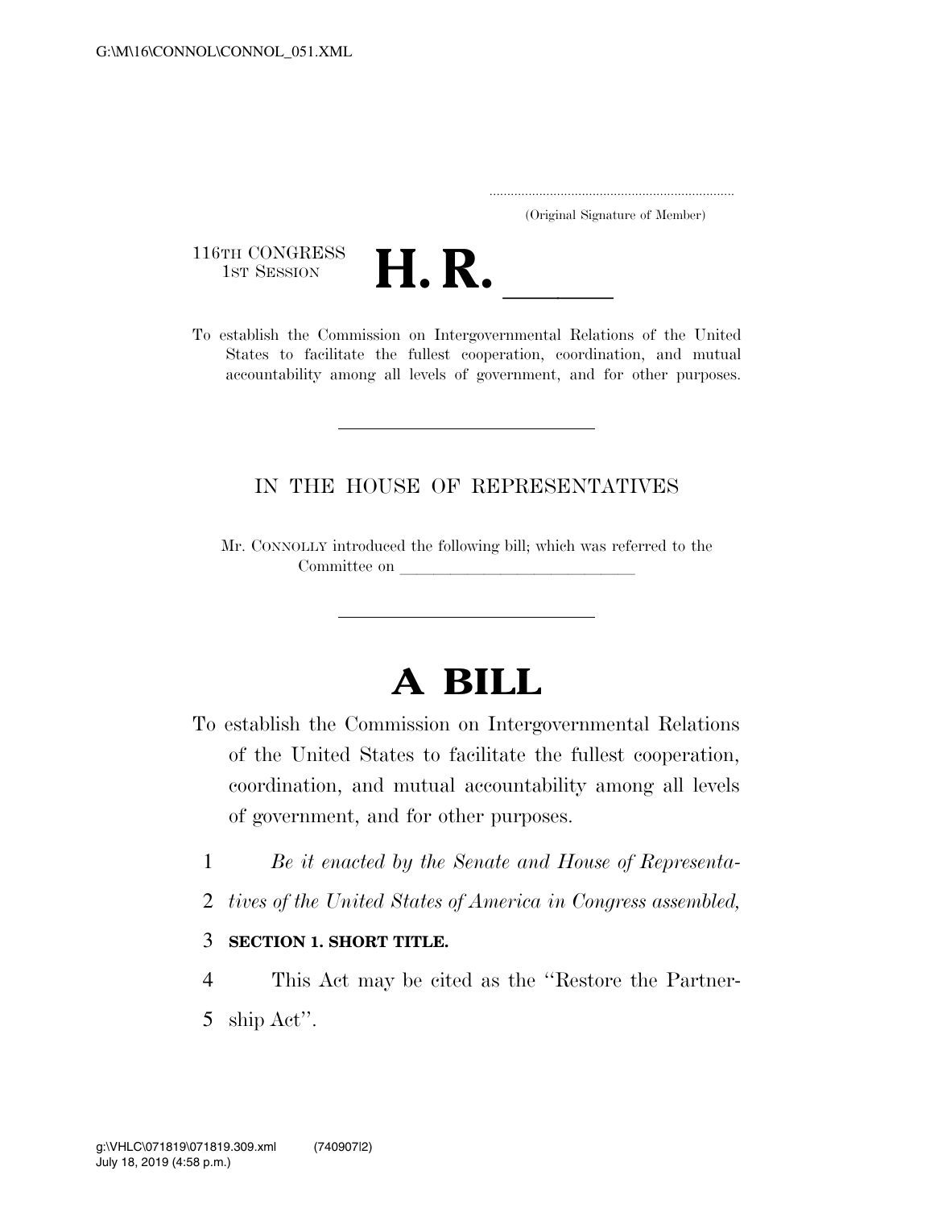G:\M\16\CONNOL\CONNOL_051.XML

.....................................................................
(Original Signature of Member)

116TH CONGRESS
1ST SESSION

# H. R. \_\_\_\_\_\_

To establish the Commission on Intergovernmental Relations of the United States to facilitate the fullest cooperation, coordination, and mutual accountability among all levels of government, and for other purposes.

---

IN THE HOUSE OF REPRESENTATIVES

Mr. CONNOLLY introduced the following bill; which was referred to the Committee on \_\_\_\_\_\_\_\_\_\_\_\_\_\_\_\_\_\_\_\_\_\_\_\_\_\_\_\_\_\_

---

# A BILL

To establish the Commission on Intergovernmental Relations of the United States to facilitate the fullest cooperation, coordination, and mutual accountability among all levels of government, and for other purposes.

1 *Be it enacted by the Senate and House of Representa-*
2 *tives of the United States of America in Congress assembled,*

3 **SECTION 1. SHORT TITLE.**

4 This Act may be cited as the ''Restore the Partner-
5 ship Act''.

g:\VHLC\071819\071819.309.xml (740907|2)
July 18, 2019 (4:58 p.m.)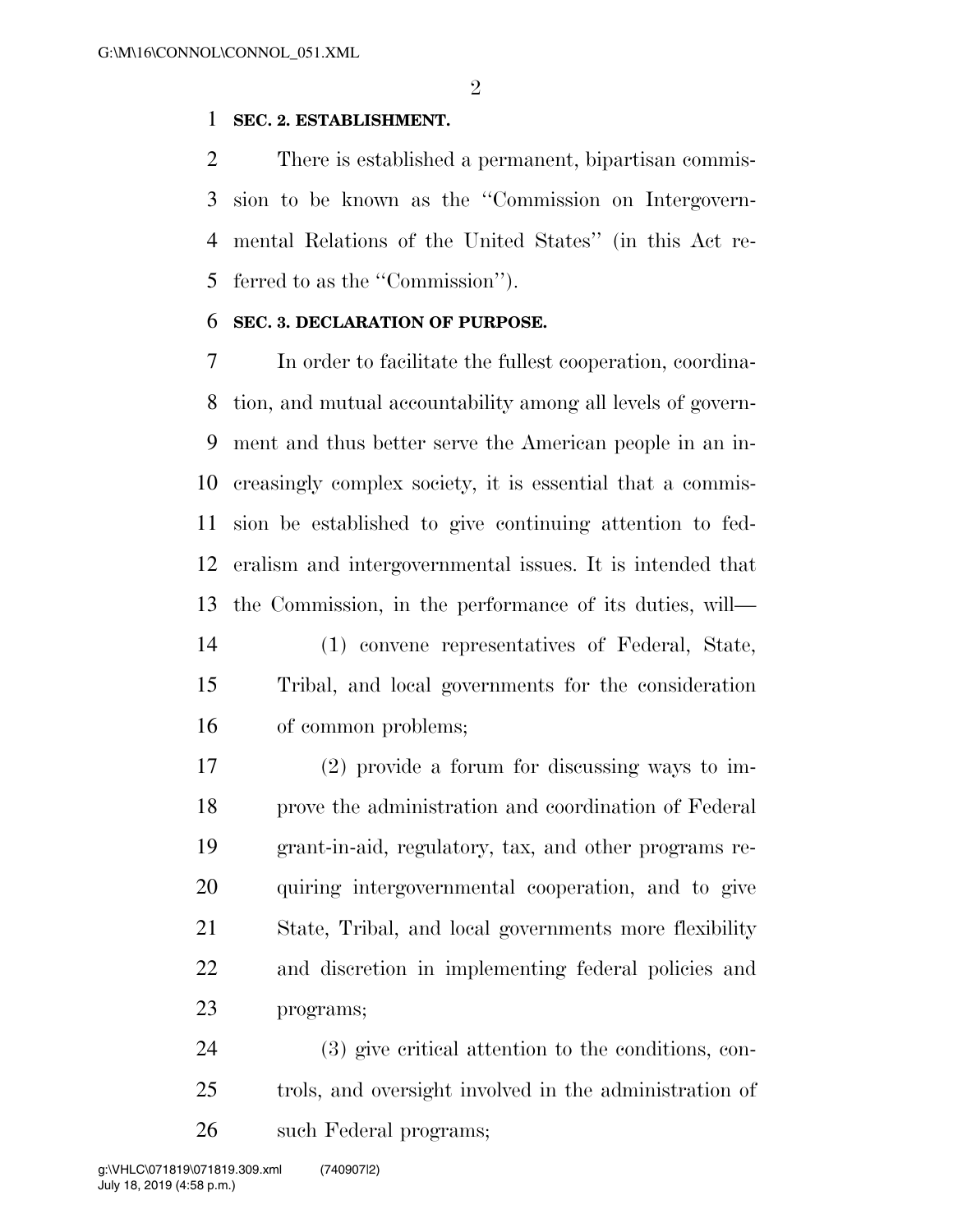**SEC. 2. ESTABLISHMENT.**

There is established a permanent, bipartisan commission to be known as the "Commission on Intergovernmental Relations of the United States" (in this Act referred to as the "Commission").

**SEC. 3. DECLARATION OF PURPOSE.**

In order to facilitate the fullest cooperation, coordination, and mutual accountability among all levels of government and thus better serve the American people in an increasingly complex society, it is essential that a commission be established to give continuing attention to federalism and intergovernmental issues. It is intended that the Commission, in the performance of its duties, will—

(1) convene representatives of Federal, State, Tribal, and local governments for the consideration of common problems;

(2) provide a forum for discussing ways to improve the administration and coordination of Federal grant-in-aid, regulatory, tax, and other programs requiring intergovernmental cooperation, and to give State, Tribal, and local governments more flexibility and discretion in implementing federal policies and programs;

(3) give critical attention to the conditions, controls, and oversight involved in the administration of such Federal programs;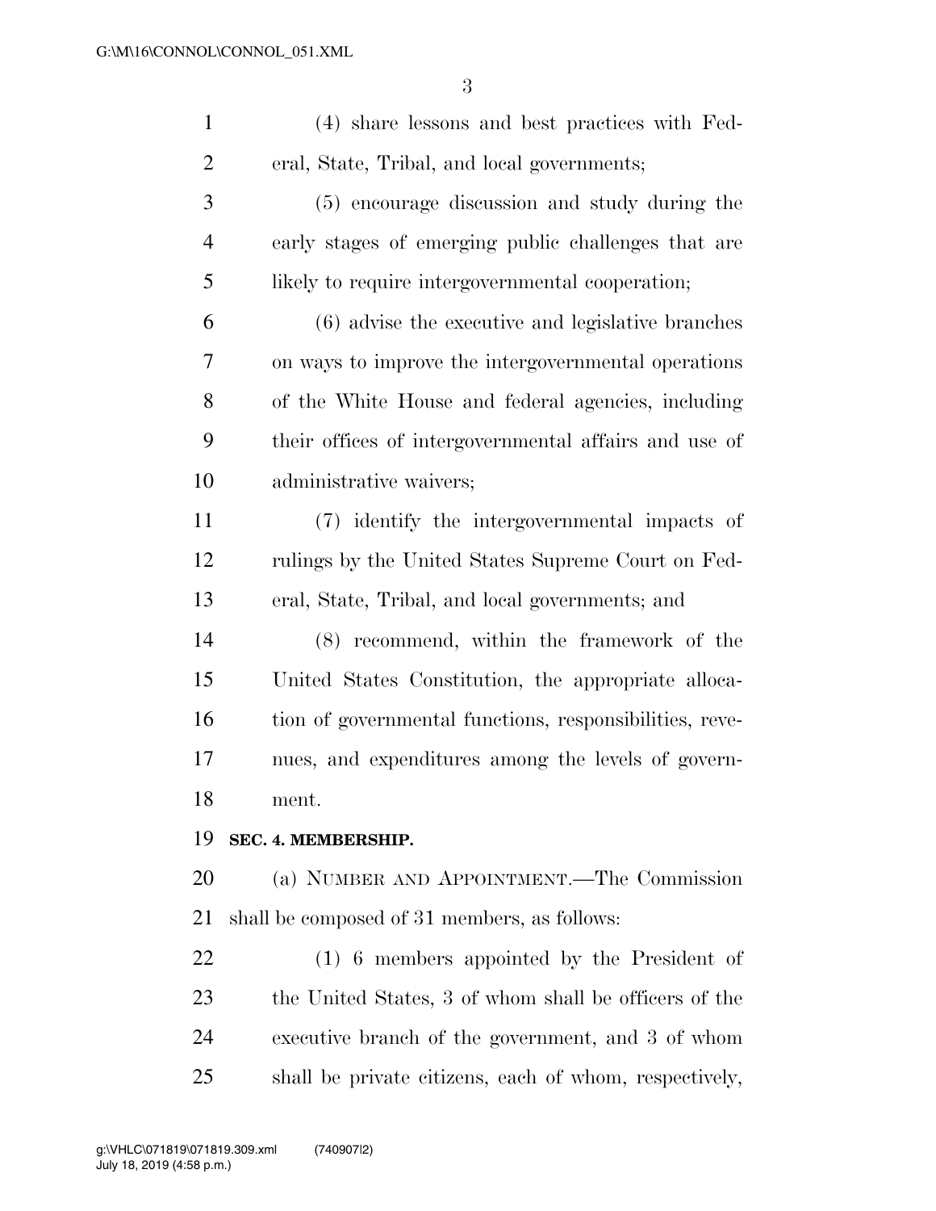(4) share lessons and best practices with Federal, State, Tribal, and local governments;

(5) encourage discussion and study during the early stages of emerging public challenges that are likely to require intergovernmental cooperation;

(6) advise the executive and legislative branches on ways to improve the intergovernmental operations of the White House and federal agencies, including their offices of intergovernmental affairs and use of administrative waivers;

(7) identify the intergovernmental impacts of rulings by the United States Supreme Court on Federal, State, Tribal, and local governments; and

(8) recommend, within the framework of the United States Constitution, the appropriate allocation of governmental functions, responsibilities, revenues, and expenditures among the levels of government.

**SEC. 4. MEMBERSHIP.**

(a) NUMBER AND APPOINTMENT.—The Commission shall be composed of 31 members, as follows:

(1) 6 members appointed by the President of the United States, 3 of whom shall be officers of the executive branch of the government, and 3 of whom shall be private citizens, each of whom, respectively,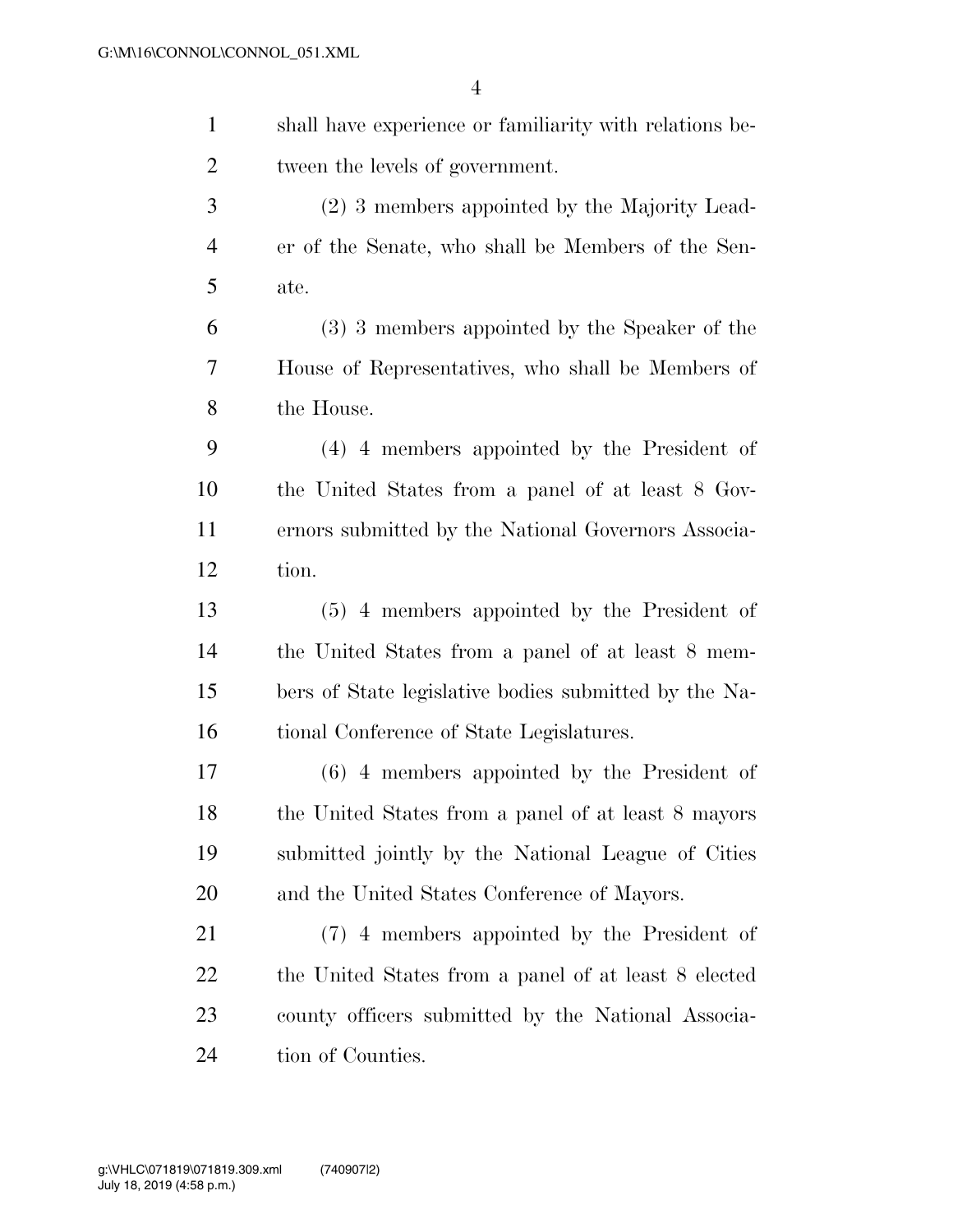shall have experience or familiarity with relations between the levels of government.

(2) 3 members appointed by the Majority Leader of the Senate, who shall be Members of the Senate.

(3) 3 members appointed by the Speaker of the House of Representatives, who shall be Members of the House.

(4) 4 members appointed by the President of the United States from a panel of at least 8 Governors submitted by the National Governors Association.

(5) 4 members appointed by the President of the United States from a panel of at least 8 members of State legislative bodies submitted by the National Conference of State Legislatures.

(6) 4 members appointed by the President of the United States from a panel of at least 8 mayors submitted jointly by the National League of Cities and the United States Conference of Mayors.

(7) 4 members appointed by the President of the United States from a panel of at least 8 elected county officers submitted by the National Association of Counties.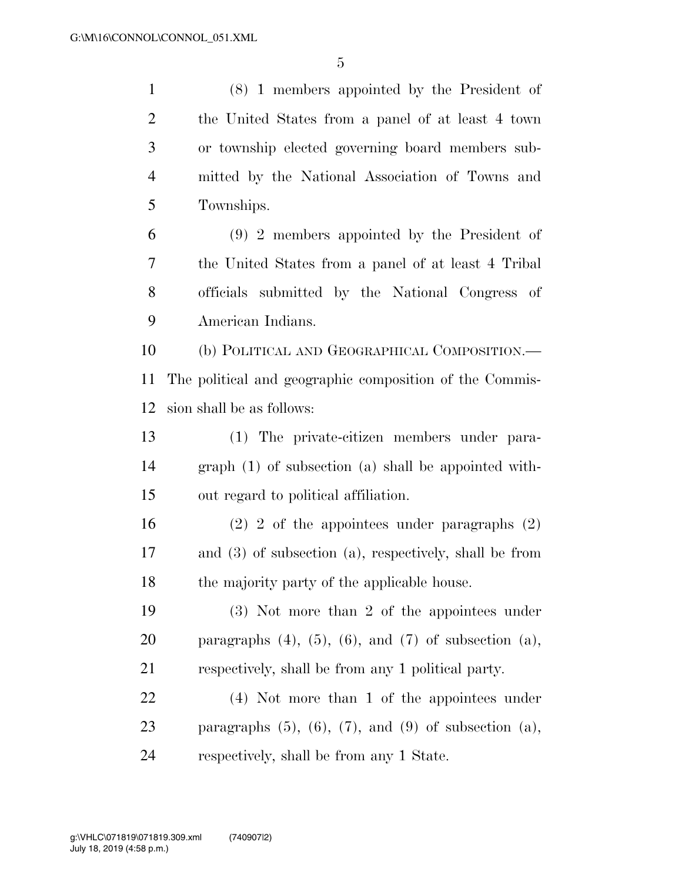(8) 1 members appointed by the President of the United States from a panel of at least 4 town or township elected governing board members submitted by the National Association of Towns and Townships.

(9) 2 members appointed by the President of the United States from a panel of at least 4 Tribal officials submitted by the National Congress of American Indians.

(b) POLITICAL AND GEOGRAPHICAL COMPOSITION.—The political and geographic composition of the Commission shall be as follows:

(1) The private-citizen members under paragraph (1) of subsection (a) shall be appointed without regard to political affiliation.

(2) 2 of the appointees under paragraphs (2) and (3) of subsection (a), respectively, shall be from the majority party of the applicable house.

(3) Not more than 2 of the appointees under paragraphs (4), (5), (6), and (7) of subsection (a), respectively, shall be from any 1 political party.

(4) Not more than 1 of the appointees under paragraphs (5), (6), (7), and (9) of subsection (a), respectively, shall be from any 1 State.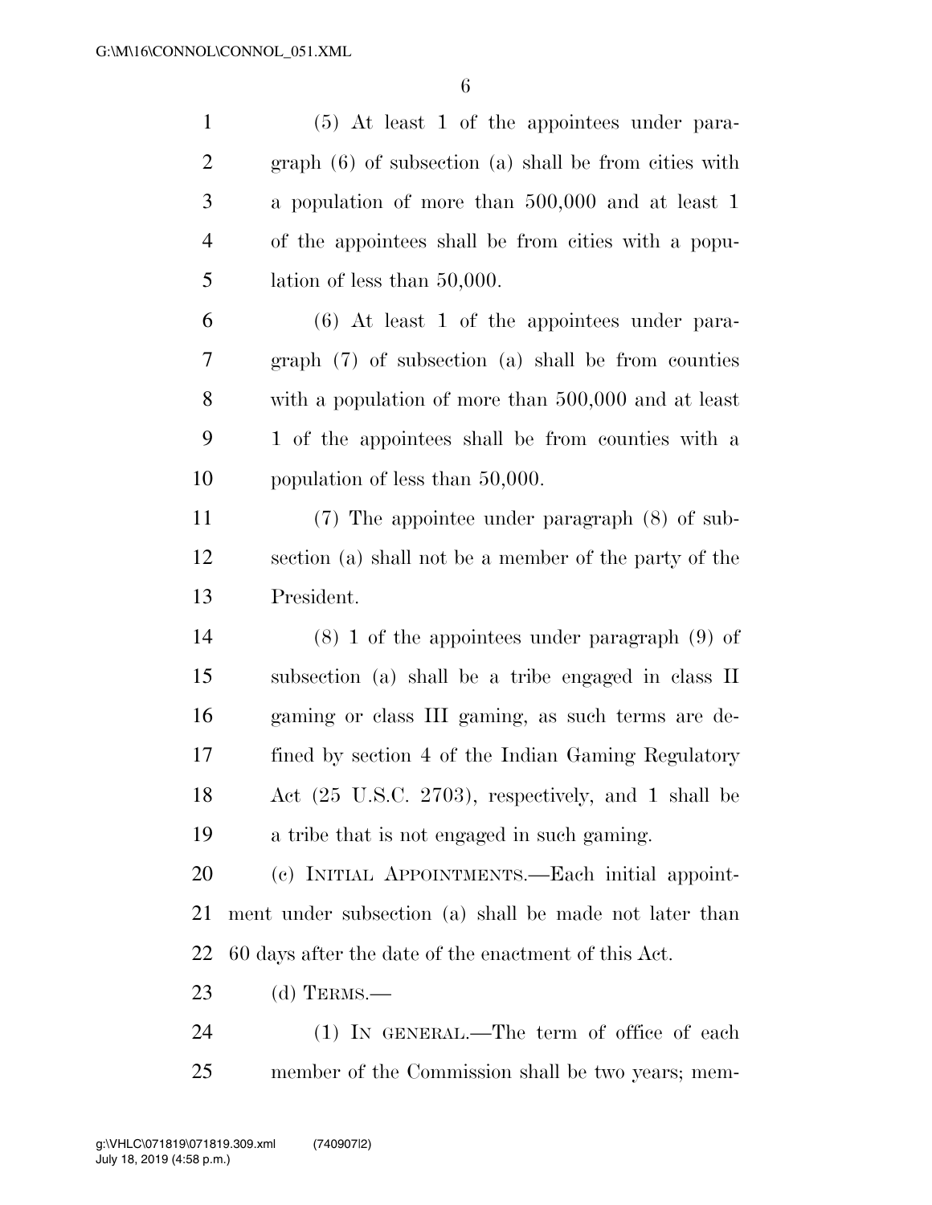(5) At least 1 of the appointees under paragraph (6) of subsection (a) shall be from cities with a population of more than 500,000 and at least 1 of the appointees shall be from cities with a population of less than 50,000.

(6) At least 1 of the appointees under paragraph (7) of subsection (a) shall be from counties with a population of more than 500,000 and at least 1 of the appointees shall be from counties with a population of less than 50,000.

(7) The appointee under paragraph (8) of subsection (a) shall not be a member of the party of the President.

(8) 1 of the appointees under paragraph (9) of subsection (a) shall be a tribe engaged in class II gaming or class III gaming, as such terms are defined by section 4 of the Indian Gaming Regulatory Act (25 U.S.C. 2703), respectively, and 1 shall be a tribe that is not engaged in such gaming.

(c) INITIAL APPOINTMENTS.—Each initial appointment under subsection (a) shall be made not later than 60 days after the date of the enactment of this Act.

(d) TERMS.—

(1) IN GENERAL.—The term of office of each member of the Commission shall be two years; mem-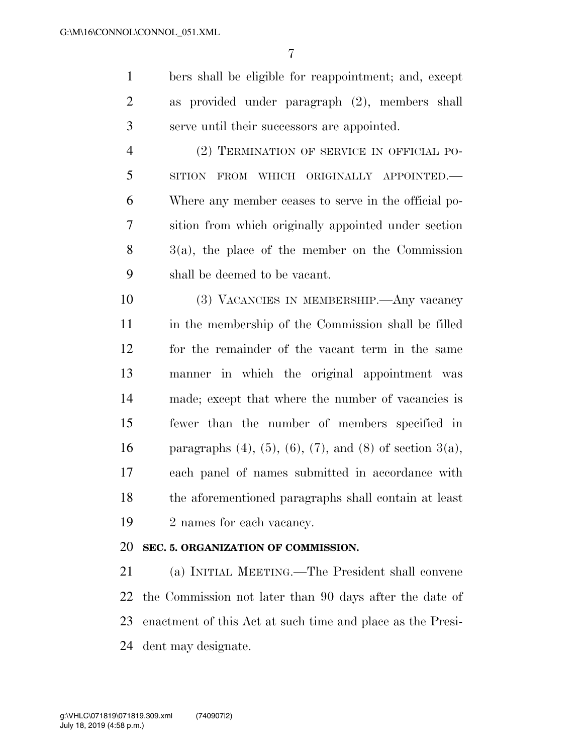bers shall be eligible for reappointment; and, except as provided under paragraph (2), members shall serve until their successors are appointed.

(2) TERMINATION OF SERVICE IN OFFICIAL POSITION FROM WHICH ORIGINALLY APPOINTED.—Where any member ceases to serve in the official position from which originally appointed under section 3(a), the place of the member on the Commission shall be deemed to be vacant.

(3) VACANCIES IN MEMBERSHIP.—Any vacancy in the membership of the Commission shall be filled for the remainder of the vacant term in the same manner in which the original appointment was made; except that where the number of vacancies is fewer than the number of members specified in paragraphs (4), (5), (6), (7), and (8) of section 3(a), each panel of names submitted in accordance with the aforementioned paragraphs shall contain at least 2 names for each vacancy.

**SEC. 5. ORGANIZATION OF COMMISSION.**

(a) INITIAL MEETING.—The President shall convene the Commission not later than 90 days after the date of enactment of this Act at such time and place as the President may designate.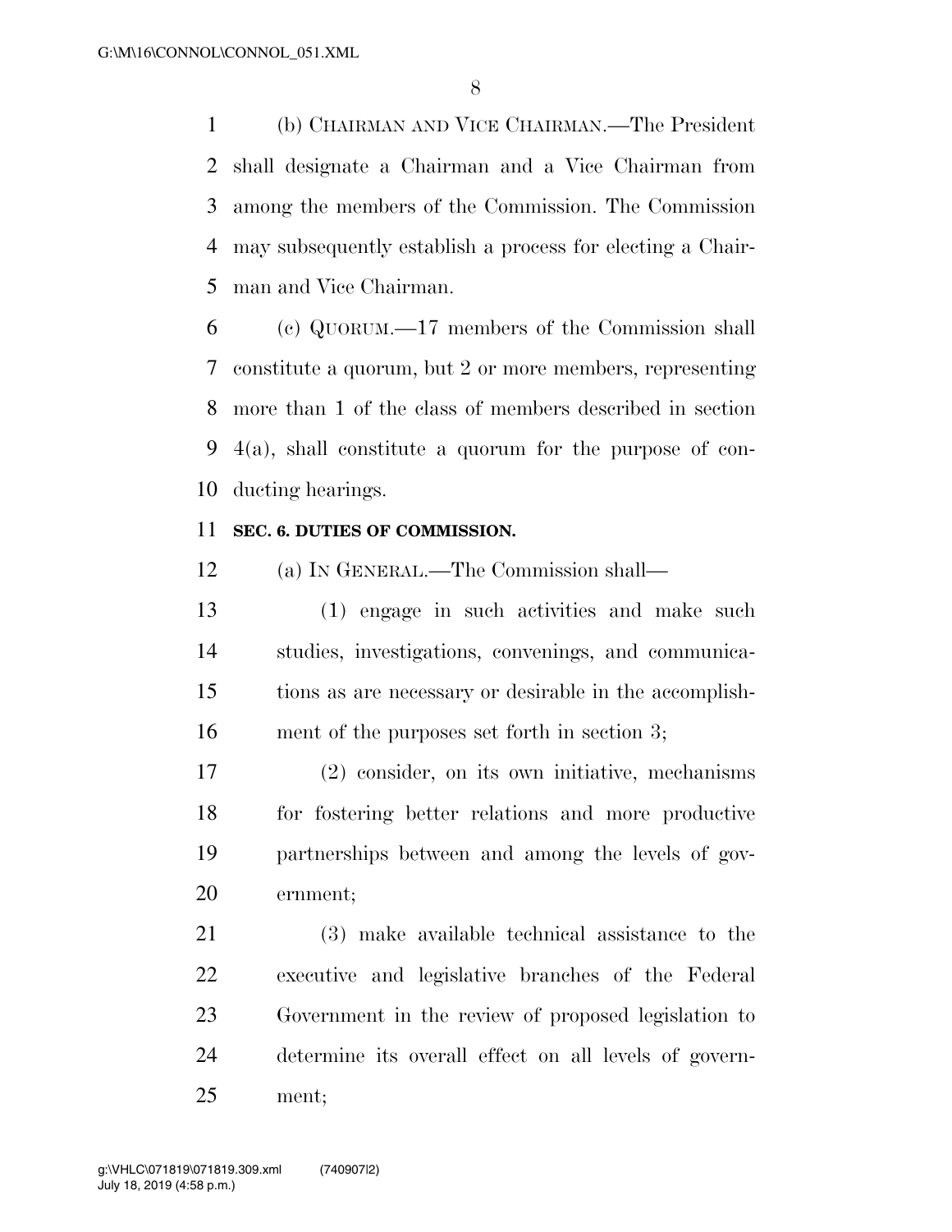(b) CHAIRMAN AND VICE CHAIRMAN.—The President shall designate a Chairman and a Vice Chairman from among the members of the Commission. The Commission may subsequently establish a process for electing a Chairman and Vice Chairman.

(c) QUORUM.—17 members of the Commission shall constitute a quorum, but 2 or more members, representing more than 1 of the class of members described in section 4(a), shall constitute a quorum for the purpose of conducting hearings.

**SEC. 6. DUTIES OF COMMISSION.**

(a) IN GENERAL.—The Commission shall—

(1) engage in such activities and make such studies, investigations, convenings, and communications as are necessary or desirable in the accomplishment of the purposes set forth in section 3;

(2) consider, on its own initiative, mechanisms for fostering better relations and more productive partnerships between and among the levels of government;

(3) make available technical assistance to the executive and legislative branches of the Federal Government in the review of proposed legislation to determine its overall effect on all levels of government;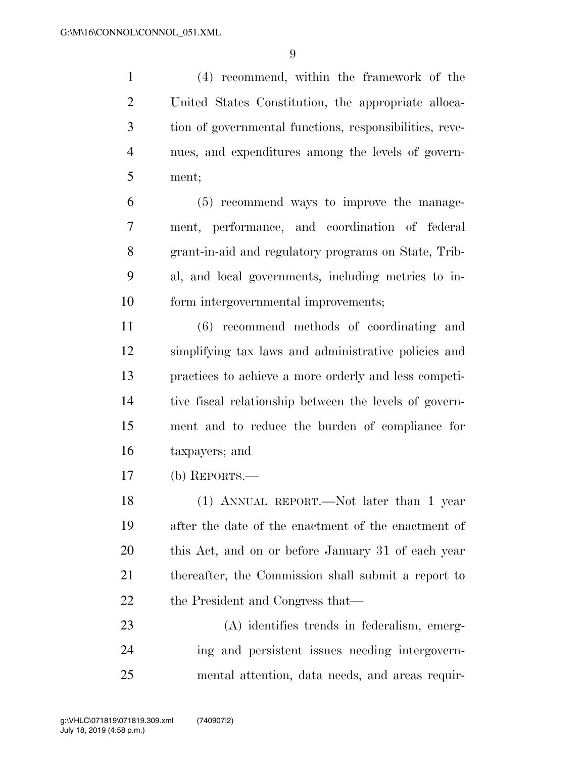(4) recommend, within the framework of the United States Constitution, the appropriate allocation of governmental functions, responsibilities, revenues, and expenditures among the levels of government;

(5) recommend ways to improve the management, performance, and coordination of federal grant-in-aid and regulatory programs on State, Tribal, and local governments, including metrics to inform intergovernmental improvements;

(6) recommend methods of coordinating and simplifying tax laws and administrative policies and practices to achieve a more orderly and less competitive fiscal relationship between the levels of government and to reduce the burden of compliance for taxpayers; and

(b) REPORTS.—

(1) ANNUAL REPORT.—Not later than 1 year after the date of the enactment of the enactment of this Act, and on or before January 31 of each year thereafter, the Commission shall submit a report to the President and Congress that—

(A) identifies trends in federalism, emerging and persistent issues needing intergovernmental attention, data needs, and areas requir-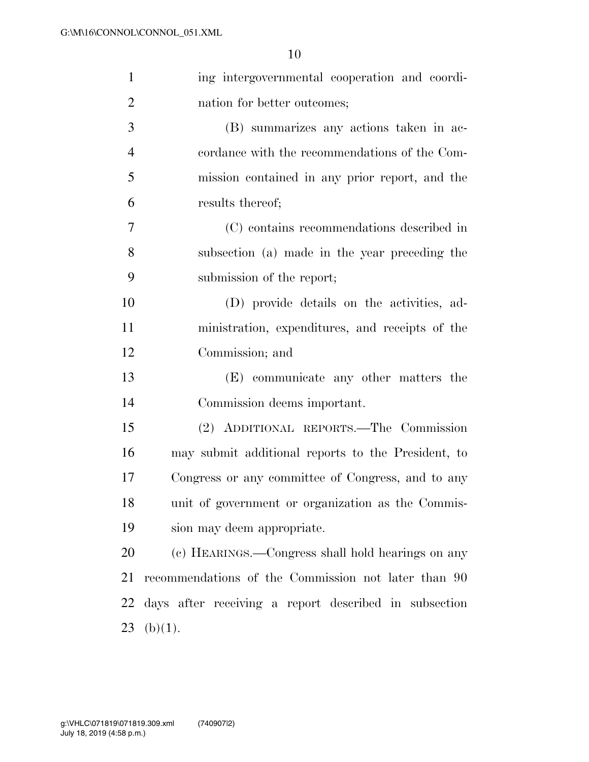ing intergovernmental cooperation and coordination for better outcomes;

(B) summarizes any actions taken in accordance with the recommendations of the Commission contained in any prior report, and the results thereof;

(C) contains recommendations described in subsection (a) made in the year preceding the submission of the report;

(D) provide details on the activities, administration, expenditures, and receipts of the Commission; and

(E) communicate any other matters the Commission deems important.

(2) ADDITIONAL REPORTS.—The Commission may submit additional reports to the President, to Congress or any committee of Congress, and to any unit of government or organization as the Commission may deem appropriate.

(c) HEARINGS.—Congress shall hold hearings on any recommendations of the Commission not later than 90 days after receiving a report described in subsection (b)(1).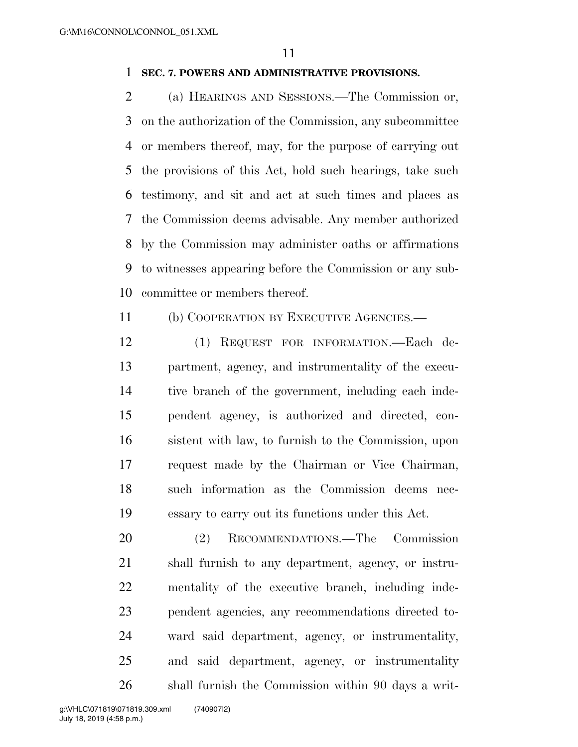**SEC. 7. POWERS AND ADMINISTRATIVE PROVISIONS.**

(a) HEARINGS AND SESSIONS.—The Commission or, on the authorization of the Commission, any subcommittee or members thereof, may, for the purpose of carrying out the provisions of this Act, hold such hearings, take such testimony, and sit and act at such times and places as the Commission deems advisable. Any member authorized by the Commission may administer oaths or affirmations to witnesses appearing before the Commission or any subcommittee or members thereof.

(b) COOPERATION BY EXECUTIVE AGENCIES.—

(1) REQUEST FOR INFORMATION.—Each department, agency, and instrumentality of the executive branch of the government, including each independent agency, is authorized and directed, consistent with law, to furnish to the Commission, upon request made by the Chairman or Vice Chairman, such information as the Commission deems necessary to carry out its functions under this Act.

(2) RECOMMENDATIONS.—The Commission shall furnish to any department, agency, or instrumentality of the executive branch, including independent agencies, any recommendations directed toward said department, agency, or instrumentality, and said department, agency, or instrumentality shall furnish the Commission within 90 days a writ-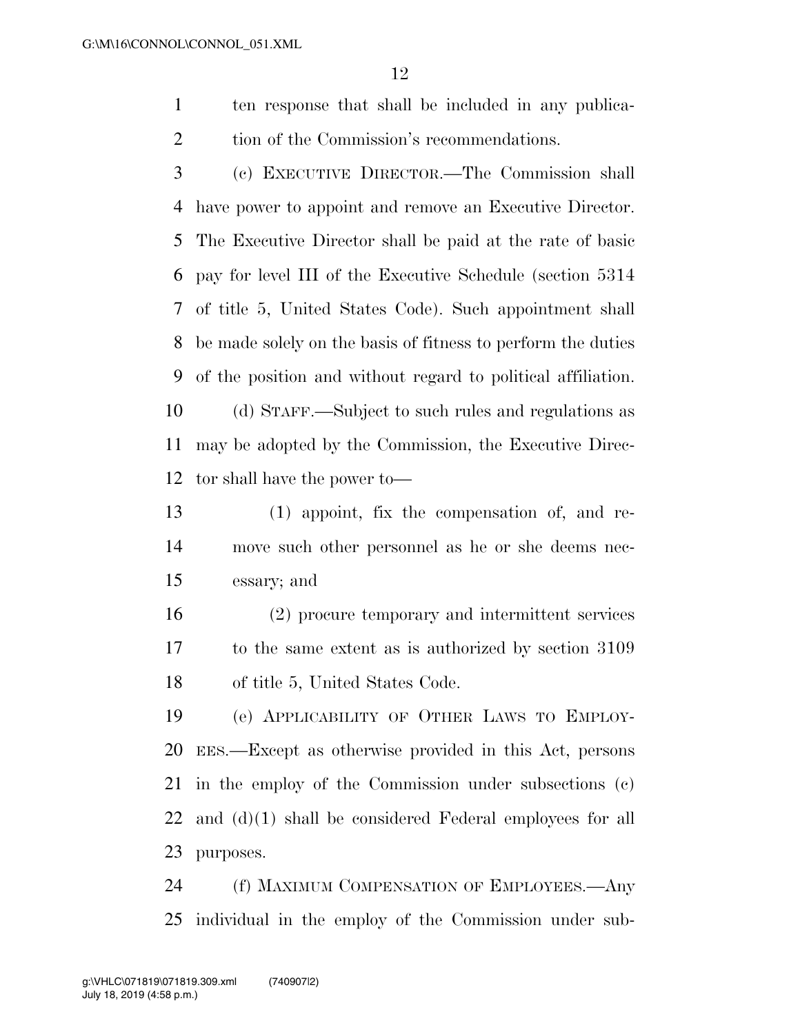ten response that shall be included in any publication of the Commission's recommendations.

(c) EXECUTIVE DIRECTOR.—The Commission shall have power to appoint and remove an Executive Director. The Executive Director shall be paid at the rate of basic pay for level III of the Executive Schedule (section 5314 of title 5, United States Code). Such appointment shall be made solely on the basis of fitness to perform the duties of the position and without regard to political affiliation.

(d) STAFF.—Subject to such rules and regulations as may be adopted by the Commission, the Executive Director shall have the power to—

(1) appoint, fix the compensation of, and remove such other personnel as he or she deems necessary; and

(2) procure temporary and intermittent services to the same extent as is authorized by section 3109 of title 5, United States Code.

(e) APPLICABILITY OF OTHER LAWS TO EMPLOYEES.—Except as otherwise provided in this Act, persons in the employ of the Commission under subsections (c) and (d)(1) shall be considered Federal employees for all purposes.

(f) MAXIMUM COMPENSATION OF EMPLOYEES.—Any individual in the employ of the Commission under sub-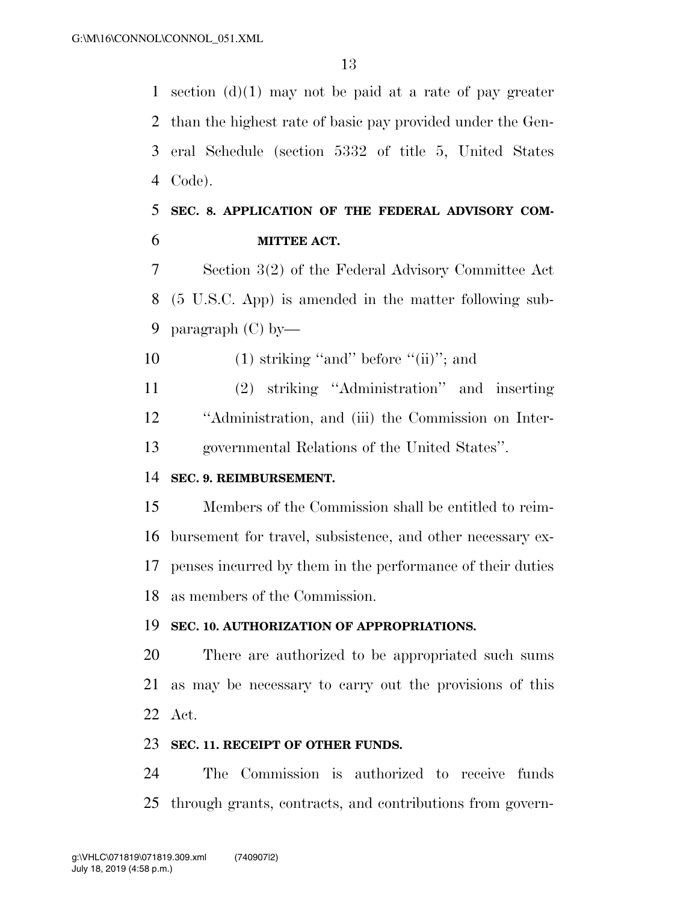section (d)(1) may not be paid at a rate of pay greater than the highest rate of basic pay provided under the General Schedule (section 5332 of title 5, United States Code).

## SEC. 8. APPLICATION OF THE FEDERAL ADVISORY COMMITTEE ACT.

Section 3(2) of the Federal Advisory Committee Act (5 U.S.C. App) is amended in the matter following subparagraph (C) by—

(1) striking "and" before "(ii)"; and

(2) striking "Administration" and inserting "Administration, and (iii) the Commission on Intergovernmental Relations of the United States".

## SEC. 9. REIMBURSEMENT.

Members of the Commission shall be entitled to reimbursement for travel, subsistence, and other necessary expenses incurred by them in the performance of their duties as members of the Commission.

## SEC. 10. AUTHORIZATION OF APPROPRIATIONS.

There are authorized to be appropriated such sums as may be necessary to carry out the provisions of this Act.

## SEC. 11. RECEIPT OF OTHER FUNDS.

The Commission is authorized to receive funds through grants, contracts, and contributions from govern-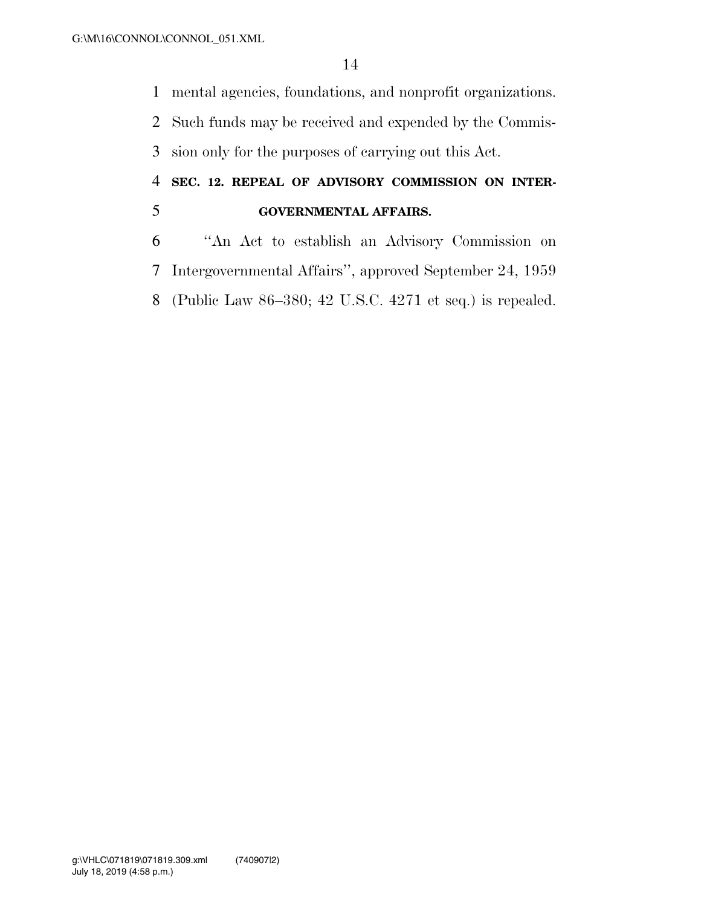mental agencies, foundations, and nonprofit organizations. Such funds may be received and expended by the Commission only for the purposes of carrying out this Act.

### SEC. 12. REPEAL OF ADVISORY COMMISSION ON INTERGOVERNMENTAL AFFAIRS.

"An Act to establish an Advisory Commission on Intergovernmental Affairs", approved September 24, 1959 (Public Law 86–380; 42 U.S.C. 4271 et seq.) is repealed.